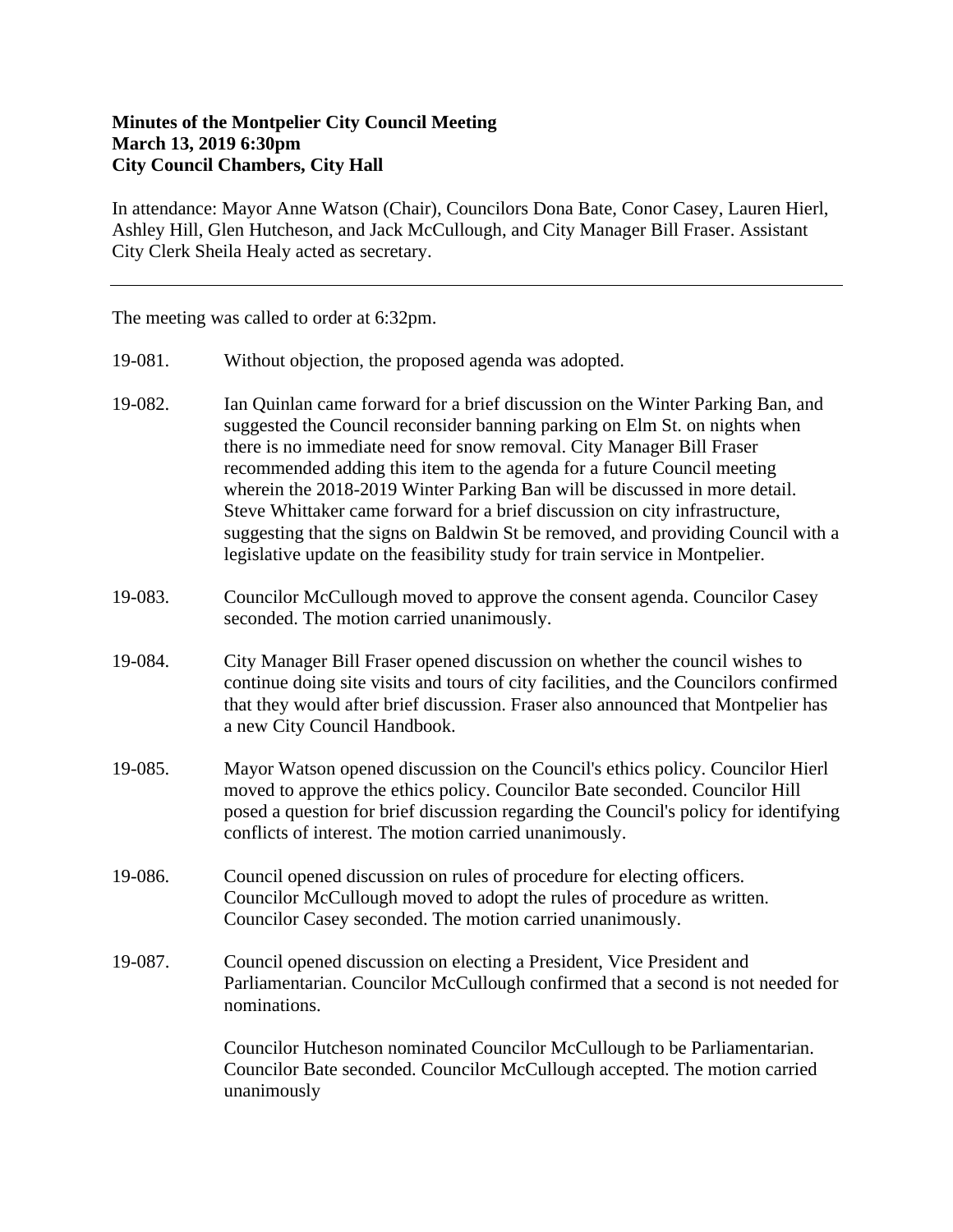**Minutes of the Montpelier City Council Meeting**
**March 13, 2019 6:30pm**
**City Council Chambers, City Hall**

In attendance: Mayor Anne Watson (Chair), Councilors Dona Bate, Conor Casey, Lauren Hierl, Ashley Hill, Glen Hutcheson, and Jack McCullough, and City Manager Bill Fraser. Assistant City Clerk Sheila Healy acted as secretary.

---

The meeting was called to order at 6:32pm.

19-081. Without objection, the proposed agenda was adopted.

19-082. Ian Quinlan came forward for a brief discussion on the Winter Parking Ban, and suggested the Council reconsider banning parking on Elm St. on nights when there is no immediate need for snow removal. City Manager Bill Fraser recommended adding this item to the agenda for a future Council meeting wherein the 2018-2019 Winter Parking Ban will be discussed in more detail. Steve Whittaker came forward for a brief discussion on city infrastructure, suggesting that the signs on Baldwin St be removed, and providing Council with a legislative update on the feasibility study for train service in Montpelier.

19-083. Councilor McCullough moved to approve the consent agenda. Councilor Casey seconded. The motion carried unanimously.

19-084. City Manager Bill Fraser opened discussion on whether the council wishes to continue doing site visits and tours of city facilities, and the Councilors confirmed that they would after brief discussion. Fraser also announced that Montpelier has a new City Council Handbook.

19-085. Mayor Watson opened discussion on the Council's ethics policy. Councilor Hierl moved to approve the ethics policy. Councilor Bate seconded. Councilor Hill posed a question for brief discussion regarding the Council's policy for identifying conflicts of interest. The motion carried unanimously.

19-086. Council opened discussion on rules of procedure for electing officers. Councilor McCullough moved to adopt the rules of procedure as written. Councilor Casey seconded. The motion carried unanimously.

19-087. Council opened discussion on electing a President, Vice President and Parliamentarian. Councilor McCullough confirmed that a second is not needed for nominations.

Councilor Hutcheson nominated Councilor McCullough to be Parliamentarian. Councilor Bate seconded. Councilor McCullough accepted. The motion carried unanimously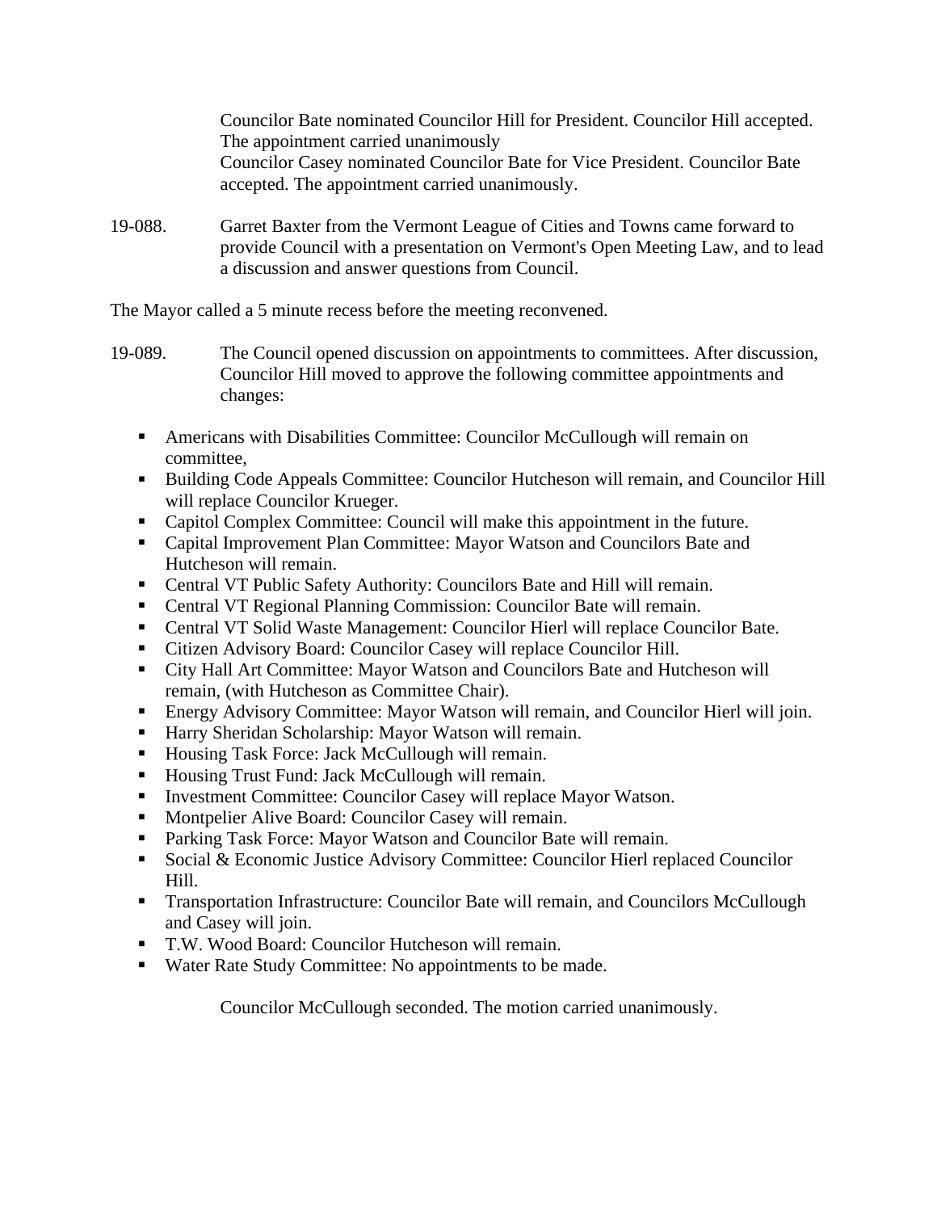Councilor Bate nominated Councilor Hill for President. Councilor Hill accepted. The appointment carried unanimously
Councilor Casey nominated Councilor Bate for Vice President. Councilor Bate accepted. The appointment carried unanimously.

19-088. Garret Baxter from the Vermont League of Cities and Towns came forward to provide Council with a presentation on Vermont's Open Meeting Law, and to lead a discussion and answer questions from Council.

The Mayor called a 5 minute recess before the meeting reconvened.

19-089. The Council opened discussion on appointments to committees. After discussion, Councilor Hill moved to approve the following committee appointments and changes:

- Americans with Disabilities Committee: Councilor McCullough will remain on committee,
- Building Code Appeals Committee: Councilor Hutcheson will remain, and Councilor Hill will replace Councilor Krueger.
- Capitol Complex Committee: Council will make this appointment in the future.
- Capital Improvement Plan Committee: Mayor Watson and Councilors Bate and Hutcheson will remain.
- Central VT Public Safety Authority: Councilors Bate and Hill will remain.
- Central VT Regional Planning Commission: Councilor Bate will remain.
- Central VT Solid Waste Management: Councilor Hierl will replace Councilor Bate.
- Citizen Advisory Board: Councilor Casey will replace Councilor Hill.
- City Hall Art Committee: Mayor Watson and Councilors Bate and Hutcheson will remain, (with Hutcheson as Committee Chair).
- Energy Advisory Committee: Mayor Watson will remain, and Councilor Hierl will join.
- Harry Sheridan Scholarship: Mayor Watson will remain.
- Housing Task Force: Jack McCullough will remain.
- Housing Trust Fund: Jack McCullough will remain.
- Investment Committee: Councilor Casey will replace Mayor Watson.
- Montpelier Alive Board: Councilor Casey will remain.
- Parking Task Force: Mayor Watson and Councilor Bate will remain.
- Social & Economic Justice Advisory Committee: Councilor Hierl replaced Councilor Hill.
- Transportation Infrastructure: Councilor Bate will remain, and Councilors McCullough and Casey will join.
- T.W. Wood Board: Councilor Hutcheson will remain.
- Water Rate Study Committee: No appointments to be made.

Councilor McCullough seconded. The motion carried unanimously.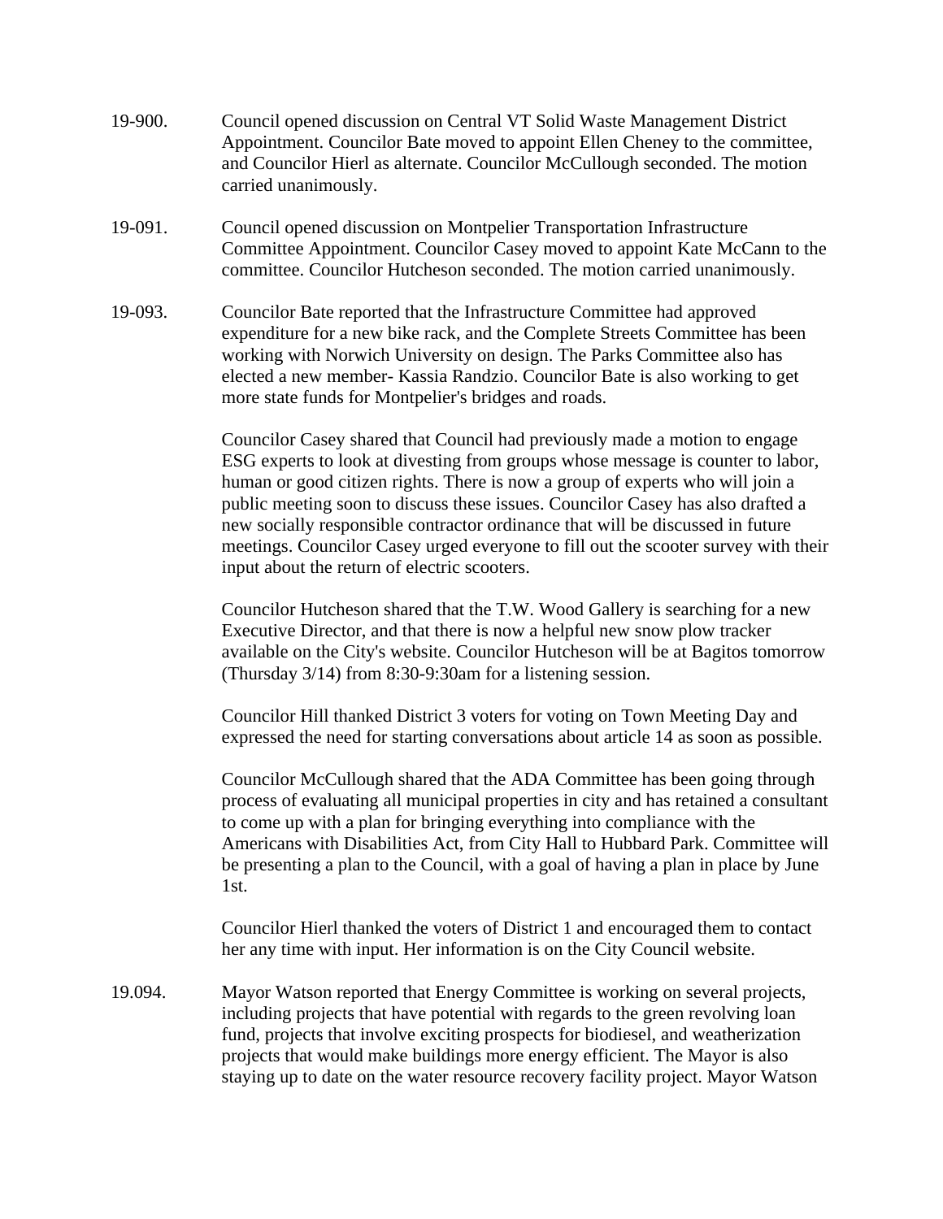19-900. Council opened discussion on Central VT Solid Waste Management District Appointment. Councilor Bate moved to appoint Ellen Cheney to the committee, and Councilor Hierl as alternate. Councilor McCullough seconded. The motion carried unanimously.

19-091. Council opened discussion on Montpelier Transportation Infrastructure Committee Appointment. Councilor Casey moved to appoint Kate McCann to the committee. Councilor Hutcheson seconded. The motion carried unanimously.

19-093. Councilor Bate reported that the Infrastructure Committee had approved expenditure for a new bike rack, and the Complete Streets Committee has been working with Norwich University on design. The Parks Committee also has elected a new member- Kassia Randzio. Councilor Bate is also working to get more state funds for Montpelier's bridges and roads.

Councilor Casey shared that Council had previously made a motion to engage ESG experts to look at divesting from groups whose message is counter to labor, human or good citizen rights. There is now a group of experts who will join a public meeting soon to discuss these issues. Councilor Casey has also drafted a new socially responsible contractor ordinance that will be discussed in future meetings. Councilor Casey urged everyone to fill out the scooter survey with their input about the return of electric scooters.

Councilor Hutcheson shared that the T.W. Wood Gallery is searching for a new Executive Director, and that there is now a helpful new snow plow tracker available on the City's website. Councilor Hutcheson will be at Bagitos tomorrow (Thursday 3/14) from 8:30-9:30am for a listening session.

Councilor Hill thanked District 3 voters for voting on Town Meeting Day and expressed the need for starting conversations about article 14 as soon as possible.

Councilor McCullough shared that the ADA Committee has been going through process of evaluating all municipal properties in city and has retained a consultant to come up with a plan for bringing everything into compliance with the Americans with Disabilities Act, from City Hall to Hubbard Park. Committee will be presenting a plan to the Council, with a goal of having a plan in place by June 1st.

Councilor Hierl thanked the voters of District 1 and encouraged them to contact her any time with input. Her information is on the City Council website.

19.094. Mayor Watson reported that Energy Committee is working on several projects, including projects that have potential with regards to the green revolving loan fund, projects that involve exciting prospects for biodiesel, and weatherization projects that would make buildings more energy efficient. The Mayor is also staying up to date on the water resource recovery facility project. Mayor Watson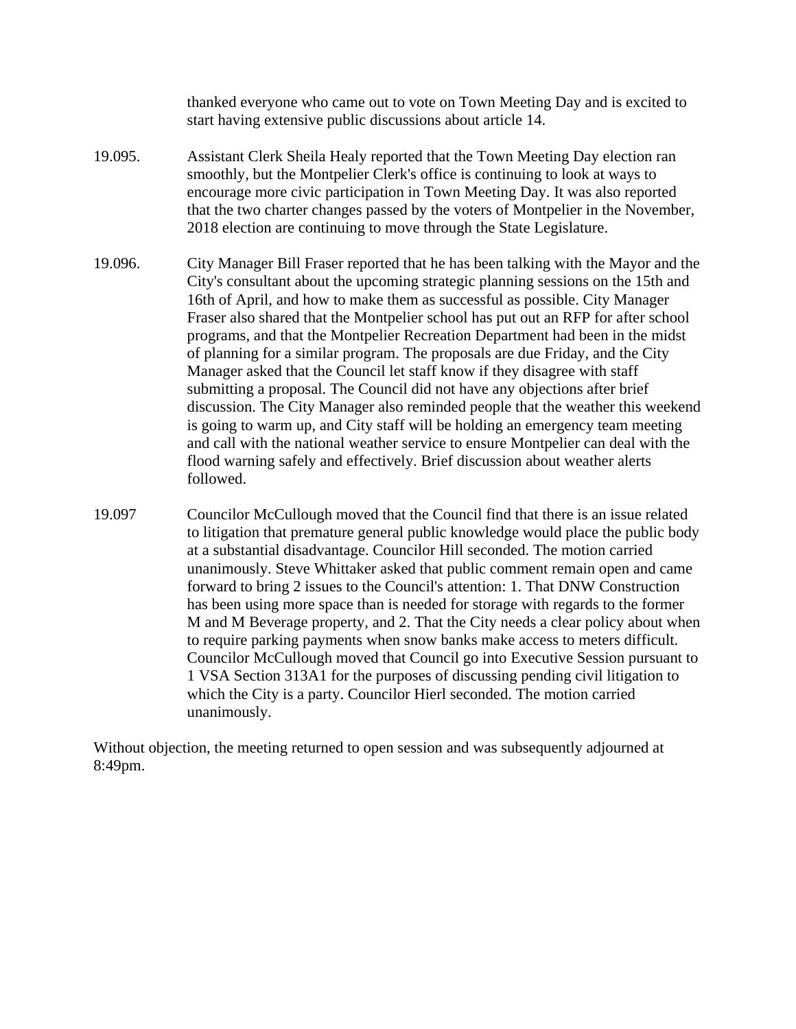thanked everyone who came out to vote on Town Meeting Day and is excited to start having extensive public discussions about article 14.

19.095. Assistant Clerk Sheila Healy reported that the Town Meeting Day election ran smoothly, but the Montpelier Clerk's office is continuing to look at ways to encourage more civic participation in Town Meeting Day. It was also reported that the two charter changes passed by the voters of Montpelier in the November, 2018 election are continuing to move through the State Legislature.

19.096. City Manager Bill Fraser reported that he has been talking with the Mayor and the City's consultant about the upcoming strategic planning sessions on the 15th and 16th of April, and how to make them as successful as possible. City Manager Fraser also shared that the Montpelier school has put out an RFP for after school programs, and that the Montpelier Recreation Department had been in the midst of planning for a similar program. The proposals are due Friday, and the City Manager asked that the Council let staff know if they disagree with staff submitting a proposal. The Council did not have any objections after brief discussion. The City Manager also reminded people that the weather this weekend is going to warm up, and City staff will be holding an emergency team meeting and call with the national weather service to ensure Montpelier can deal with the flood warning safely and effectively. Brief discussion about weather alerts followed.

19.097 Councilor McCullough moved that the Council find that there is an issue related to litigation that premature general public knowledge would place the public body at a substantial disadvantage. Councilor Hill seconded. The motion carried unanimously. Steve Whittaker asked that public comment remain open and came forward to bring 2 issues to the Council's attention: 1. That DNW Construction has been using more space than is needed for storage with regards to the former M and M Beverage property, and 2. That the City needs a clear policy about when to require parking payments when snow banks make access to meters difficult. Councilor McCullough moved that Council go into Executive Session pursuant to 1 VSA Section 313A1 for the purposes of discussing pending civil litigation to which the City is a party. Councilor Hierl seconded. The motion carried unanimously.

Without objection, the meeting returned to open session and was subsequently adjourned at 8:49pm.